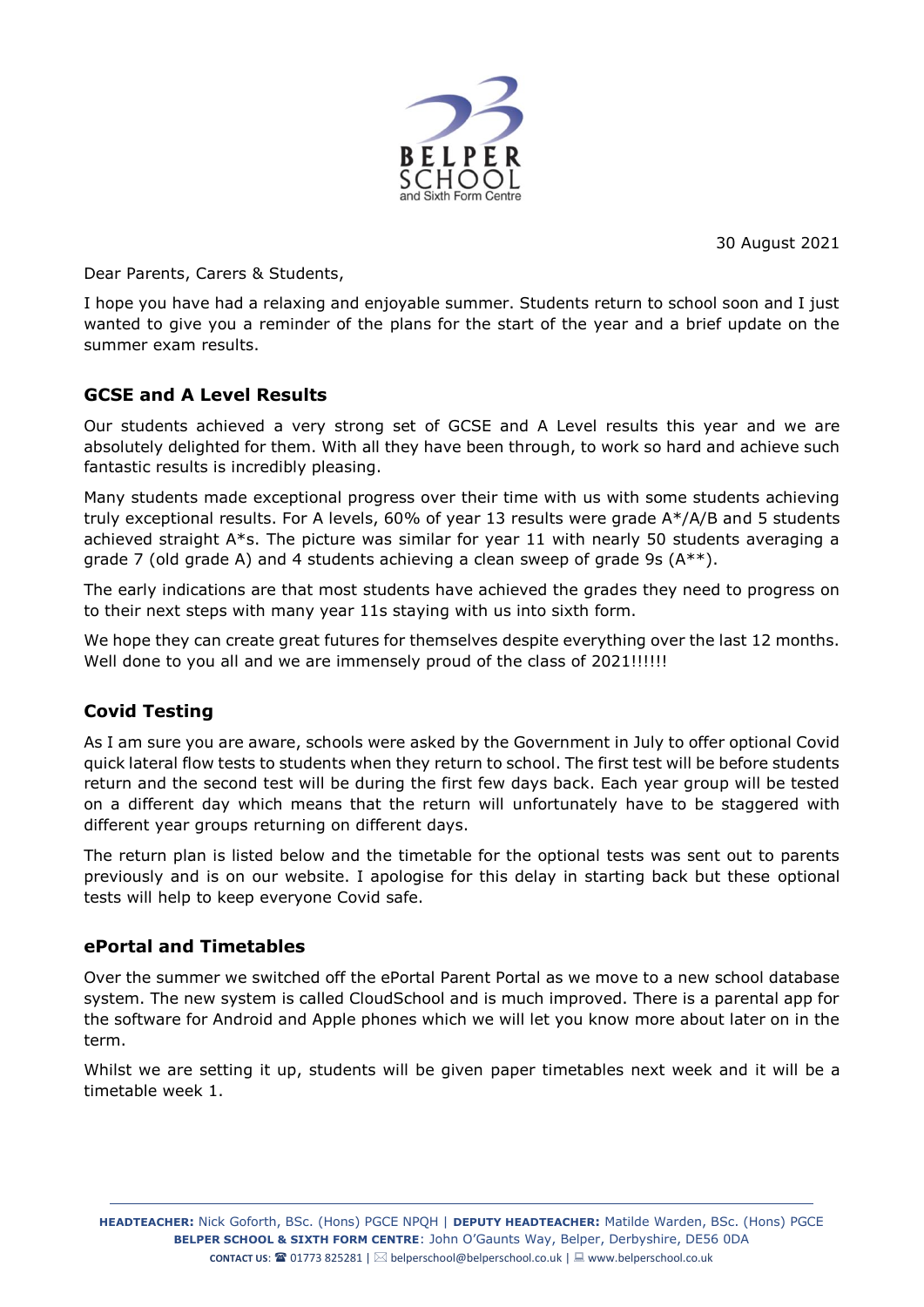BELPER SCHOOL and Sixth Form Centre

30 August 2021

Dear Parents, Carers & Students,

I hope you have had a relaxing and enjoyable summer. Students return to school soon and I just wanted to give you a reminder of the plans for the start of the year and a brief update on the summer exam results.

## GCSE and A Level Results

Our students achieved a very strong set of GCSE and A Level results this year and we are absolutely delighted for them. With all they have been through, to work so hard and achieve such fantastic results is incredibly pleasing.

Many students made exceptional progress over their time with us with some students achieving truly exceptional results. For A levels, 60% of year 13 results were grade A*/A/B and 5 students achieved straight A*s. The picture was similar for year 11 with nearly 50 students averaging a grade 7 (old grade A) and 4 students achieving a clean sweep of grade 9s (A**).

The early indications are that most students have achieved the grades they need to progress on to their next steps with many year 11s staying with us into sixth form.

We hope they can create great futures for themselves despite everything over the last 12 months. Well done to you all and we are immensely proud of the class of 2021!!!!!!

## Covid Testing

As I am sure you are aware, schools were asked by the Government in July to offer optional Covid quick lateral flow tests to students when they return to school. The first test will be before students return and the second test will be during the first few days back. Each year group will be tested on a different day which means that the return will unfortunately have to be staggered with different year groups returning on different days.

The return plan is listed below and the timetable for the optional tests was sent out to parents previously and is on our website. I apologise for this delay in starting back but these optional tests will help to keep everyone Covid safe.

## ePortal and Timetables

Over the summer we switched off the ePortal Parent Portal as we move to a new school database system. The new system is called CloudSchool and is much improved. There is a parental app for the software for Android and Apple phones which we will let you know more about later on in the term.

Whilst we are setting it up, students will be given paper timetables next week and it will be a timetable week 1.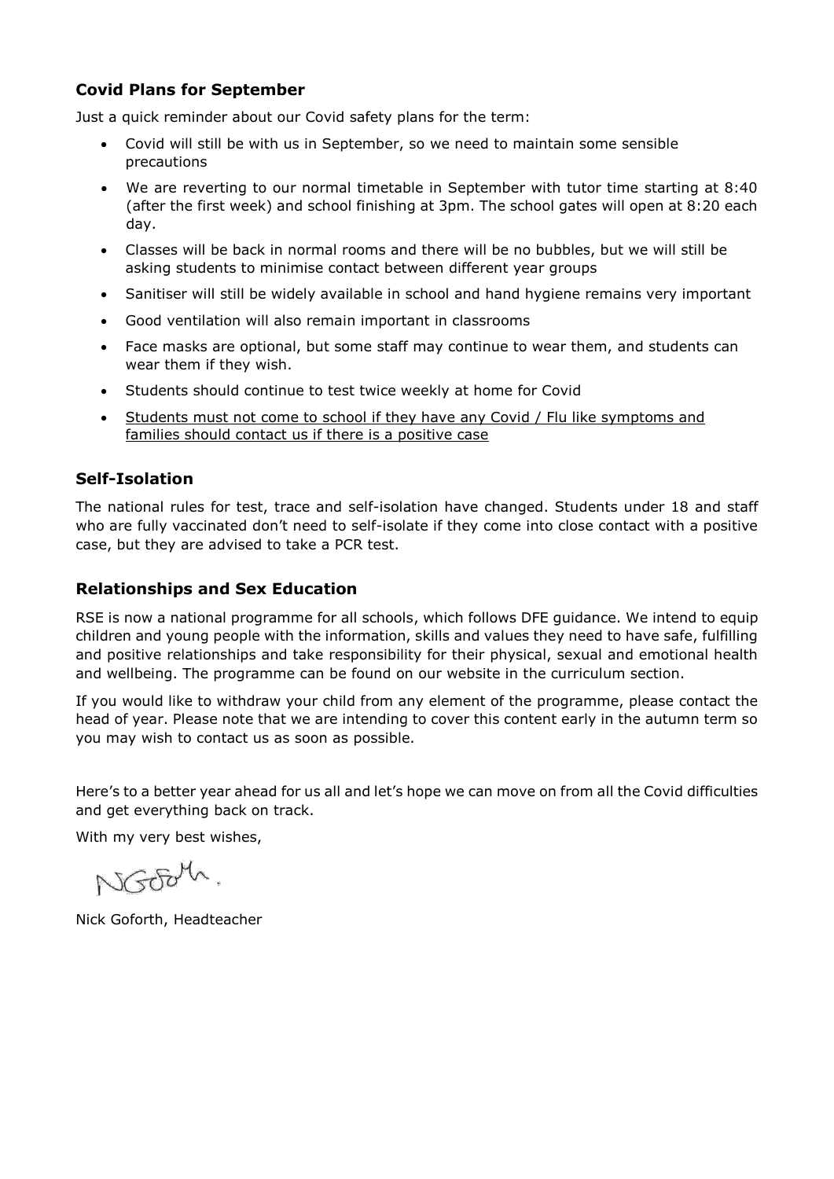### Covid Plans for September

Just a quick reminder about our Covid safety plans for the term:

- Covid will still be with us in September, so we need to maintain some sensible precautions
- We are reverting to our normal timetable in September with tutor time starting at 8:40 (after the first week) and school finishing at 3pm. The school gates will open at 8:20 each day.
- Classes will be back in normal rooms and there will be no bubbles, but we will still be asking students to minimise contact between different year groups
- Sanitiser will still be widely available in school and hand hygiene remains very important
- Good ventilation will also remain important in classrooms
- Face masks are optional, but some staff may continue to wear them, and students can wear them if they wish.
- Students should continue to test twice weekly at home for Covid
- Students must not come to school if they have any Covid / Flu like symptoms and families should contact us if there is a positive case

### Self-Isolation

The national rules for test, trace and self-isolation have changed. Students under 18 and staff who are fully vaccinated don't need to self-isolate if they come into close contact with a positive case, but they are advised to take a PCR test.

### Relationships and Sex Education

RSE is now a national programme for all schools, which follows DFE guidance. We intend to equip children and young people with the information, skills and values they need to have safe, fulfilling and positive relationships and take responsibility for their physical, sexual and emotional health and wellbeing. The programme can be found on our website in the curriculum section.

If you would like to withdraw your child from any element of the programme, please contact the head of year. Please note that we are intending to cover this content early in the autumn term so you may wish to contact us as soon as possible.

Here's to a better year ahead for us all and let's hope we can move on from all the Covid difficulties and get everything back on track.

With my very best wishes,

NGoforth.

Nick Goforth, Headteacher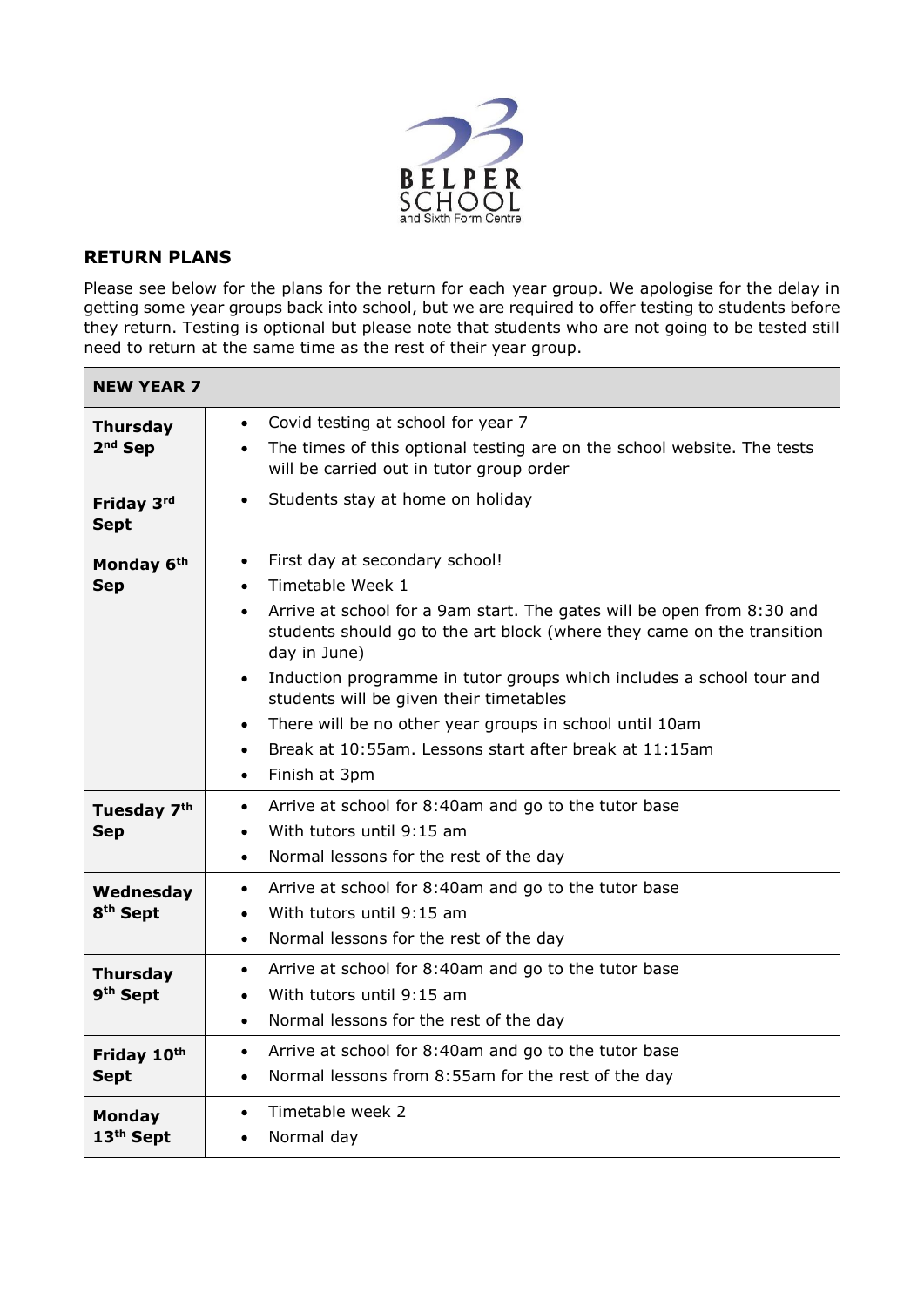BELPER SCHOOL and Sixth Form Centre

## RETURN PLANS

Please see below for the plans for the return for each year group. We apologise for the delay in getting some year groups back into school, but we are required to offer testing to students before they return. Testing is optional but please note that students who are not going to be tested still need to return at the same time as the rest of their year group.

| NEW YEAR 7 | |
|---|---|
| **Thursday 2nd Sep** | • Covid testing at school for year 7<br>• The times of this optional testing are on the school website. The tests will be carried out in tutor group order |
| **Friday 3rd Sept** | • Students stay at home on holiday |
| **Monday 6th Sep** | • First day at secondary school!<br>• Timetable Week 1<br>• Arrive at school for a 9am start. The gates will be open from 8:30 and students should go to the art block (where they came on the transition day in June)<br>• Induction programme in tutor groups which includes a school tour and students will be given their timetables<br>• There will be no other year groups in school until 10am<br>• Break at 10:55am. Lessons start after break at 11:15am<br>• Finish at 3pm |
| **Tuesday 7th Sep** | • Arrive at school for 8:40am and go to the tutor base<br>• With tutors until 9:15 am<br>• Normal lessons for the rest of the day |
| **Wednesday 8th Sept** | • Arrive at school for 8:40am and go to the tutor base<br>• With tutors until 9:15 am<br>• Normal lessons for the rest of the day |
| **Thursday 9th Sept** | • Arrive at school for 8:40am and go to the tutor base<br>• With tutors until 9:15 am<br>• Normal lessons for the rest of the day |
| **Friday 10th Sept** | • Arrive at school for 8:40am and go to the tutor base<br>• Normal lessons from 8:55am for the rest of the day |
| **Monday 13th Sept** | • Timetable week 2<br>• Normal day |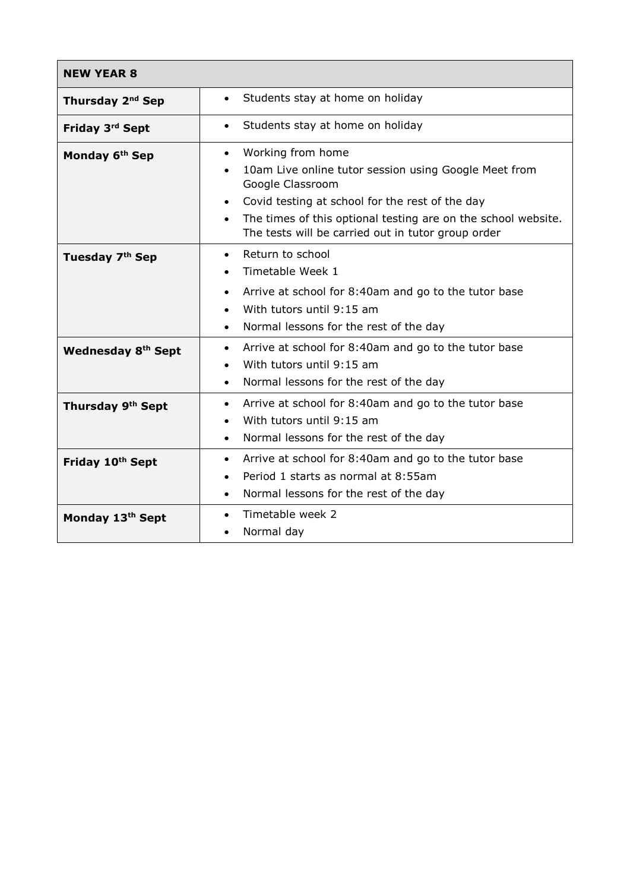| NEW YEAR 8 | |
|---|---|
| **Thursday 2nd Sep** | • Students stay at home on holiday |
| **Friday 3rd Sept** | • Students stay at home on holiday |
| **Monday 6th Sep** | • Working from home<br>• 10am Live online tutor session using Google Meet from Google Classroom<br>• Covid testing at school for the rest of the day<br>• The times of this optional testing are on the school website. The tests will be carried out in tutor group order |
| **Tuesday 7th Sep** | • Return to school<br>• Timetable Week 1<br>• Arrive at school for 8:40am and go to the tutor base<br>• With tutors until 9:15 am<br>• Normal lessons for the rest of the day |
| **Wednesday 8th Sept** | • Arrive at school for 8:40am and go to the tutor base<br>• With tutors until 9:15 am<br>• Normal lessons for the rest of the day |
| **Thursday 9th Sept** | • Arrive at school for 8:40am and go to the tutor base<br>• With tutors until 9:15 am<br>• Normal lessons for the rest of the day |
| **Friday 10th Sept** | • Arrive at school for 8:40am and go to the tutor base<br>• Period 1 starts as normal at 8:55am<br>• Normal lessons for the rest of the day |
| **Monday 13th Sept** | • Timetable week 2<br>• Normal day |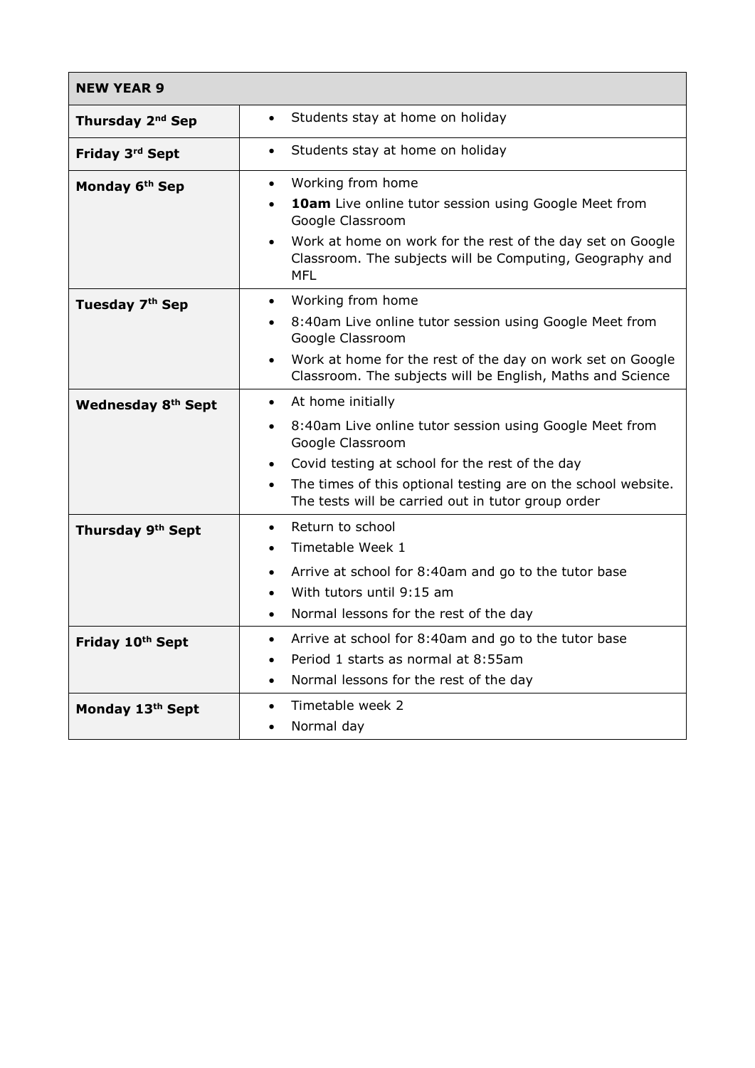| NEW YEAR 9 | |
|---|---|
| **Thursday 2nd Sep** | • Students stay at home on holiday |
| **Friday 3rd Sept** | • Students stay at home on holiday |
| **Monday 6th Sep** | • Working from home<br>• **10am** Live online tutor session using Google Meet from Google Classroom<br>• Work at home on work for the rest of the day set on Google Classroom. The subjects will be Computing, Geography and MFL |
| **Tuesday 7th Sep** | • Working from home<br>• 8:40am Live online tutor session using Google Meet from Google Classroom<br>• Work at home for the rest of the day on work set on Google Classroom. The subjects will be English, Maths and Science |
| **Wednesday 8th Sept** | • At home initially<br>• 8:40am Live online tutor session using Google Meet from Google Classroom<br>• Covid testing at school for the rest of the day<br>• The times of this optional testing are on the school website. The tests will be carried out in tutor group order |
| **Thursday 9th Sept** | • Return to school<br>• Timetable Week 1<br>• Arrive at school for 8:40am and go to the tutor base<br>• With tutors until 9:15 am<br>• Normal lessons for the rest of the day |
| **Friday 10th Sept** | • Arrive at school for 8:40am and go to the tutor base<br>• Period 1 starts as normal at 8:55am<br>• Normal lessons for the rest of the day |
| **Monday 13th Sept** | • Timetable week 2<br>• Normal day |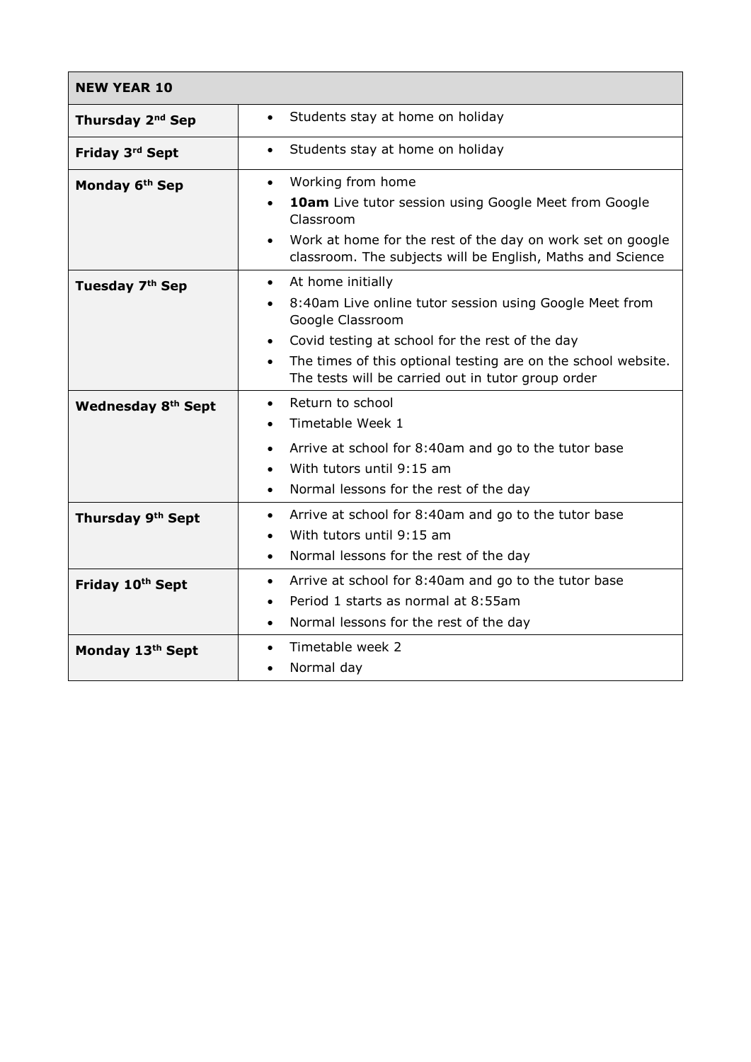| NEW YEAR 10 | |
|---|---|
| **Thursday 2nd Sep** | • Students stay at home on holiday |
| **Friday 3rd Sept** | • Students stay at home on holiday |
| **Monday 6th Sep** | • Working from home<br>• **10am** Live tutor session using Google Meet from Google Classroom<br>• Work at home for the rest of the day on work set on google classroom. The subjects will be English, Maths and Science |
| **Tuesday 7th Sep** | • At home initially<br>• 8:40am Live online tutor session using Google Meet from Google Classroom<br>• Covid testing at school for the rest of the day<br>• The times of this optional testing are on the school website. The tests will be carried out in tutor group order |
| **Wednesday 8th Sept** | • Return to school<br>• Timetable Week 1<br>• Arrive at school for 8:40am and go to the tutor base<br>• With tutors until 9:15 am<br>• Normal lessons for the rest of the day |
| **Thursday 9th Sept** | • Arrive at school for 8:40am and go to the tutor base<br>• With tutors until 9:15 am<br>• Normal lessons for the rest of the day |
| **Friday 10th Sept** | • Arrive at school for 8:40am and go to the tutor base<br>• Period 1 starts as normal at 8:55am<br>• Normal lessons for the rest of the day |
| **Monday 13th Sept** | • Timetable week 2<br>• Normal day |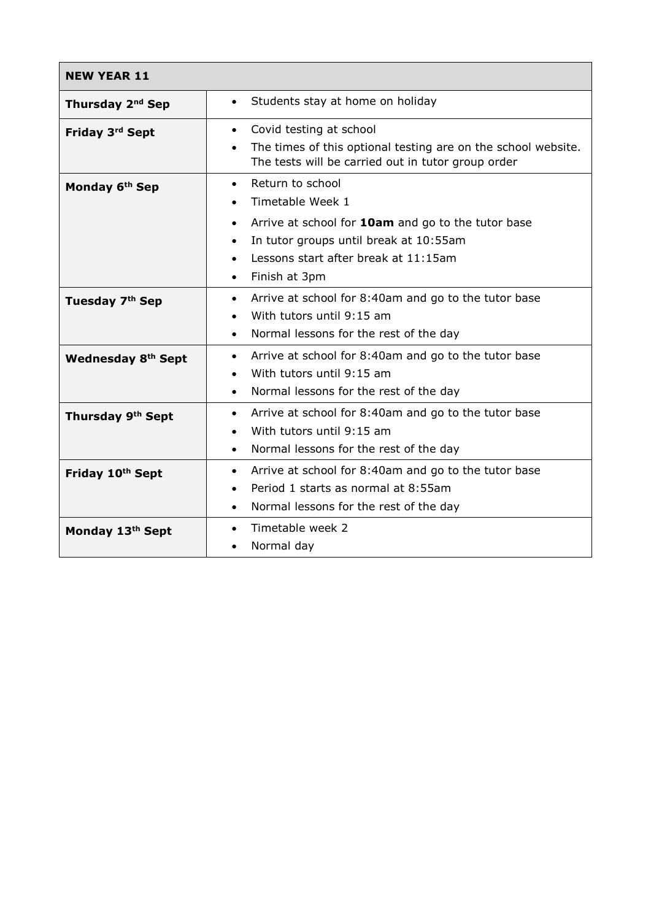| NEW YEAR 11 | |
|---|---|
| **Thursday 2nd Sep** | • Students stay at home on holiday |
| **Friday 3rd Sept** | • Covid testing at school<br>• The times of this optional testing are on the school website. The tests will be carried out in tutor group order |
| **Monday 6th Sep** | • Return to school<br>• Timetable Week 1<br>• Arrive at school for **10am** and go to the tutor base<br>• In tutor groups until break at 10:55am<br>• Lessons start after break at 11:15am<br>• Finish at 3pm |
| **Tuesday 7th Sep** | • Arrive at school for 8:40am and go to the tutor base<br>• With tutors until 9:15 am<br>• Normal lessons for the rest of the day |
| **Wednesday 8th Sept** | • Arrive at school for 8:40am and go to the tutor base<br>• With tutors until 9:15 am<br>• Normal lessons for the rest of the day |
| **Thursday 9th Sept** | • Arrive at school for 8:40am and go to the tutor base<br>• With tutors until 9:15 am<br>• Normal lessons for the rest of the day |
| **Friday 10th Sept** | • Arrive at school for 8:40am and go to the tutor base<br>• Period 1 starts as normal at 8:55am<br>• Normal lessons for the rest of the day |
| **Monday 13th Sept** | • Timetable week 2<br>• Normal day |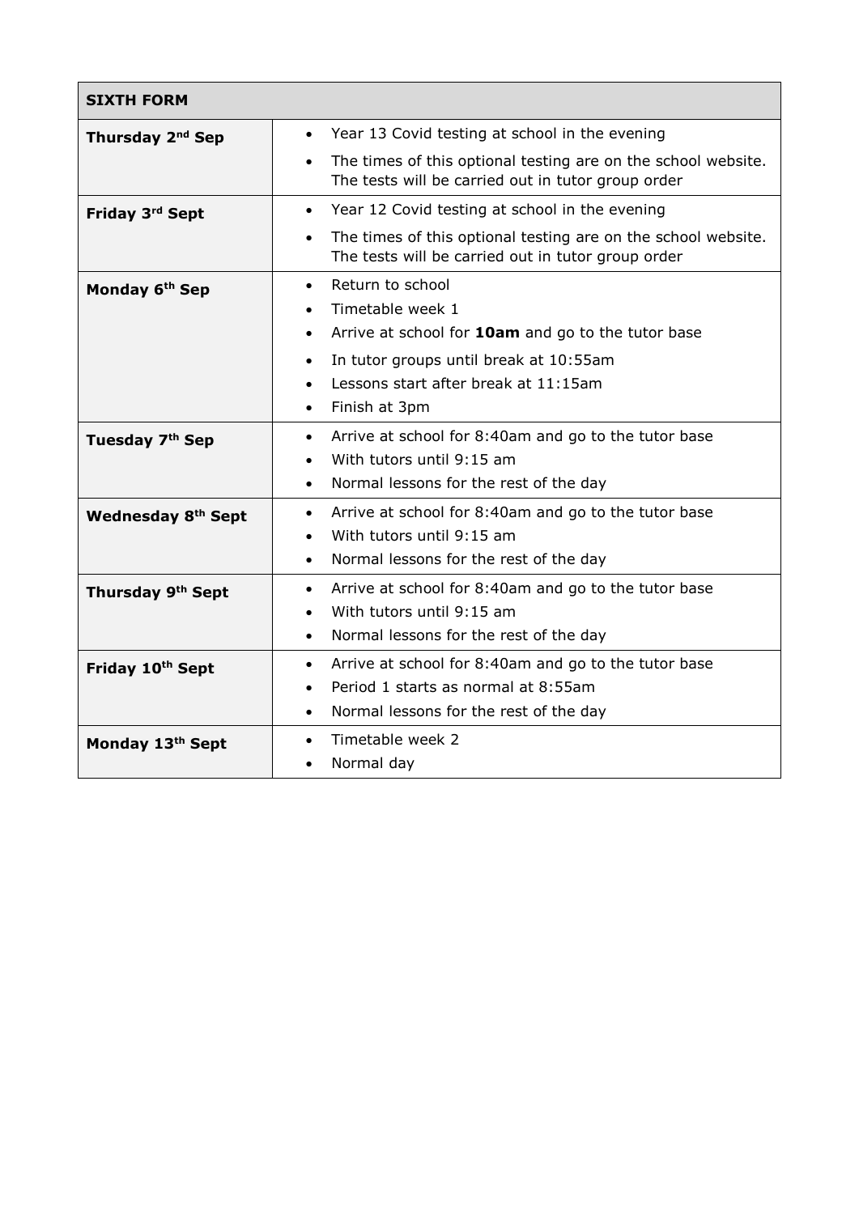| SIXTH FORM | |
|---|---|
| **Thursday 2nd Sep** | • Year 13 Covid testing at school in the evening<br>• The times of this optional testing are on the school website. The tests will be carried out in tutor group order |
| **Friday 3rd Sept** | • Year 12 Covid testing at school in the evening<br>• The times of this optional testing are on the school website. The tests will be carried out in tutor group order |
| **Monday 6th Sep** | • Return to school<br>• Timetable week 1<br>• Arrive at school for **10am** and go to the tutor base<br>• In tutor groups until break at 10:55am<br>• Lessons start after break at 11:15am<br>• Finish at 3pm |
| **Tuesday 7th Sep** | • Arrive at school for 8:40am and go to the tutor base<br>• With tutors until 9:15 am<br>• Normal lessons for the rest of the day |
| **Wednesday 8th Sept** | • Arrive at school for 8:40am and go to the tutor base<br>• With tutors until 9:15 am<br>• Normal lessons for the rest of the day |
| **Thursday 9th Sept** | • Arrive at school for 8:40am and go to the tutor base<br>• With tutors until 9:15 am<br>• Normal lessons for the rest of the day |
| **Friday 10th Sept** | • Arrive at school for 8:40am and go to the tutor base<br>• Period 1 starts as normal at 8:55am<br>• Normal lessons for the rest of the day |
| **Monday 13th Sept** | • Timetable week 2<br>• Normal day |